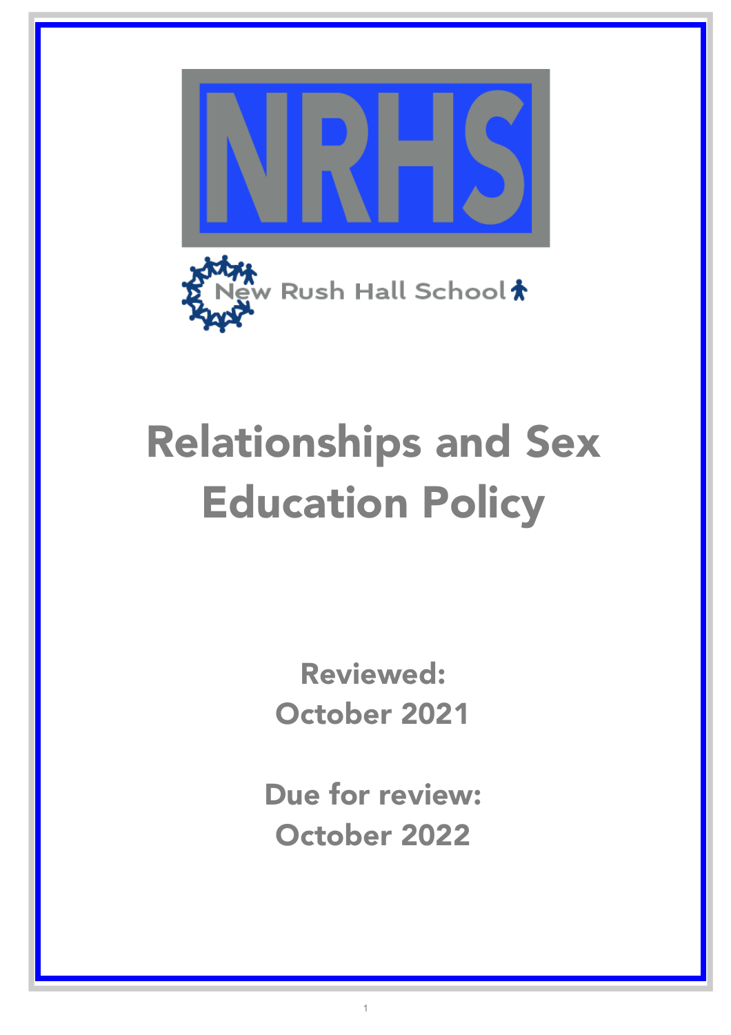NRHS

New Rush Hall School

# Relationships and Sex Education Policy

**Reviewed:**
**October 2021**

**Due for review:**
**October 2022**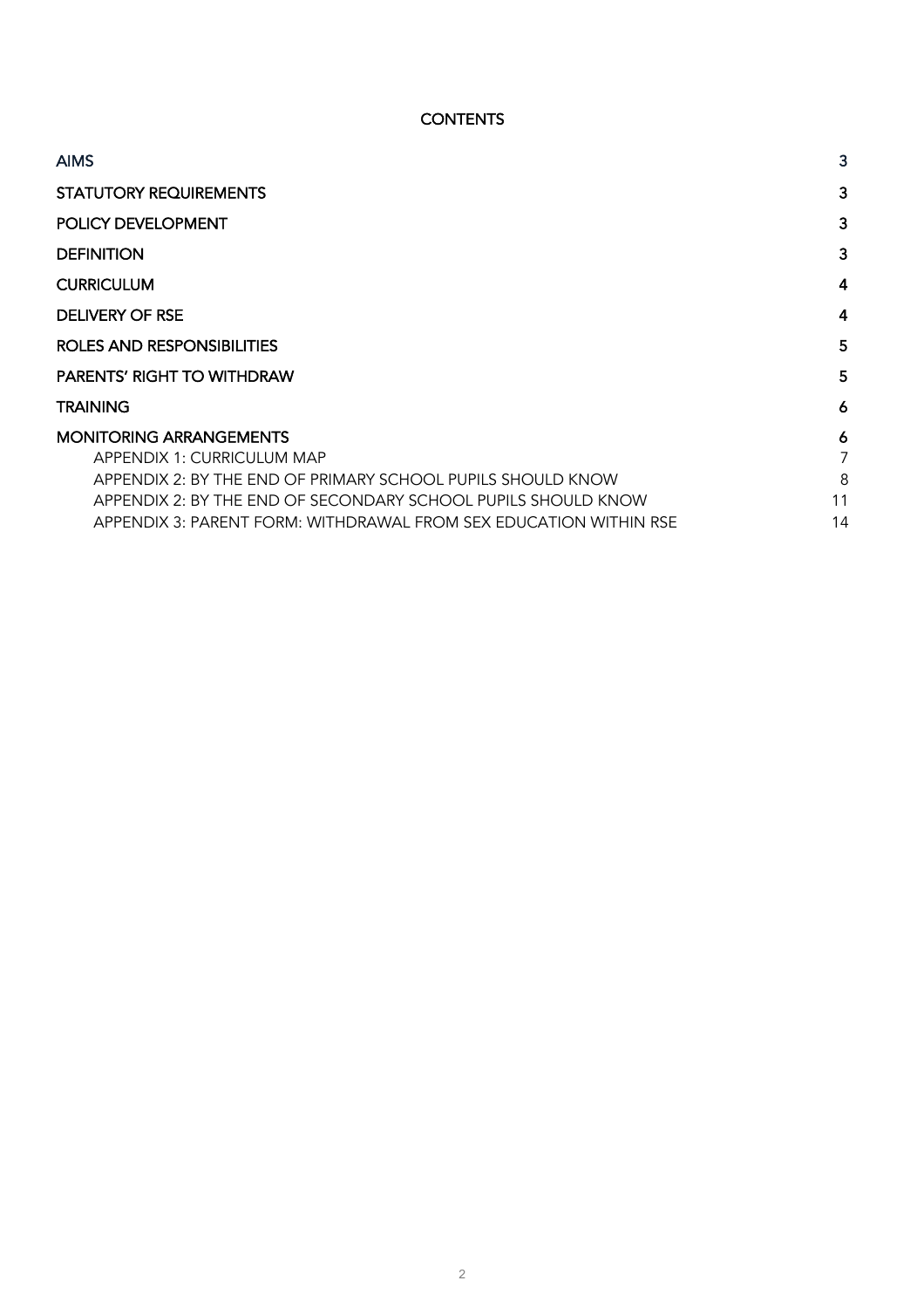# CONTENTS

| | |
|---|---|
| AIMS | 3 |
| STATUTORY REQUIREMENTS | 3 |
| POLICY DEVELOPMENT | 3 |
| DEFINITION | 3 |
| CURRICULUM | 4 |
| DELIVERY OF RSE | 4 |
| ROLES AND RESPONSIBILITIES | 5 |
| PARENTS' RIGHT TO WITHDRAW | 5 |
| TRAINING | 6 |
| MONITORING ARRANGEMENTS | 6 |
| APPENDIX 1: CURRICULUM MAP | 7 |
| APPENDIX 2: BY THE END OF PRIMARY SCHOOL PUPILS SHOULD KNOW | 8 |
| APPENDIX 2: BY THE END OF SECONDARY SCHOOL PUPILS SHOULD KNOW | 11 |
| APPENDIX 3: PARENT FORM: WITHDRAWAL FROM SEX EDUCATION WITHIN RSE | 14 |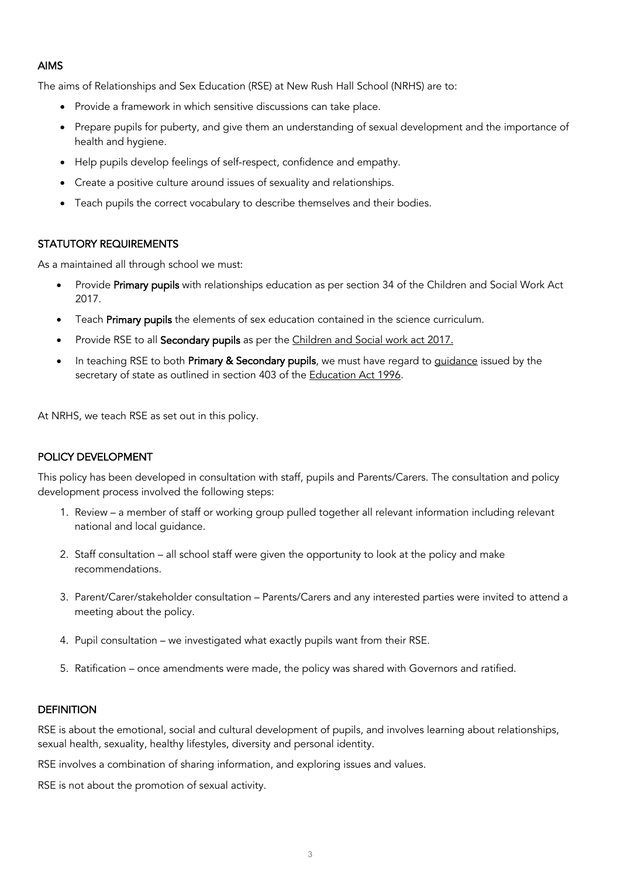## AIMS

The aims of Relationships and Sex Education (RSE) at New Rush Hall School (NRHS) are to:

- Provide a framework in which sensitive discussions can take place.
- Prepare pupils for puberty, and give them an understanding of sexual development and the importance of health and hygiene.
- Help pupils develop feelings of self-respect, confidence and empathy.
- Create a positive culture around issues of sexuality and relationships.
- Teach pupils the correct vocabulary to describe themselves and their bodies.

## STATUTORY REQUIREMENTS

As a maintained all through school we must:

- Provide **Primary pupils** with relationships education as per section 34 of the Children and Social Work Act 2017.
- Teach **Primary pupils** the elements of sex education contained in the science curriculum.
- Provide RSE to all **Secondary pupils** as per the Children and Social work act 2017.
- In teaching RSE to both **Primary & Secondary pupils**, we must have regard to guidance issued by the secretary of state as outlined in section 403 of the Education Act 1996.

At NRHS, we teach RSE as set out in this policy.

## POLICY DEVELOPMENT

This policy has been developed in consultation with staff, pupils and Parents/Carers. The consultation and policy development process involved the following steps:

1. Review – a member of staff or working group pulled together all relevant information including relevant national and local guidance.
2. Staff consultation – all school staff were given the opportunity to look at the policy and make recommendations.
3. Parent/Carer/stakeholder consultation – Parents/Carers and any interested parties were invited to attend a meeting about the policy.
4. Pupil consultation – we investigated what exactly pupils want from their RSE.
5. Ratification – once amendments were made, the policy was shared with Governors and ratified.

## DEFINITION

RSE is about the emotional, social and cultural development of pupils, and involves learning about relationships, sexual health, sexuality, healthy lifestyles, diversity and personal identity.

RSE involves a combination of sharing information, and exploring issues and values.

RSE is not about the promotion of sexual activity.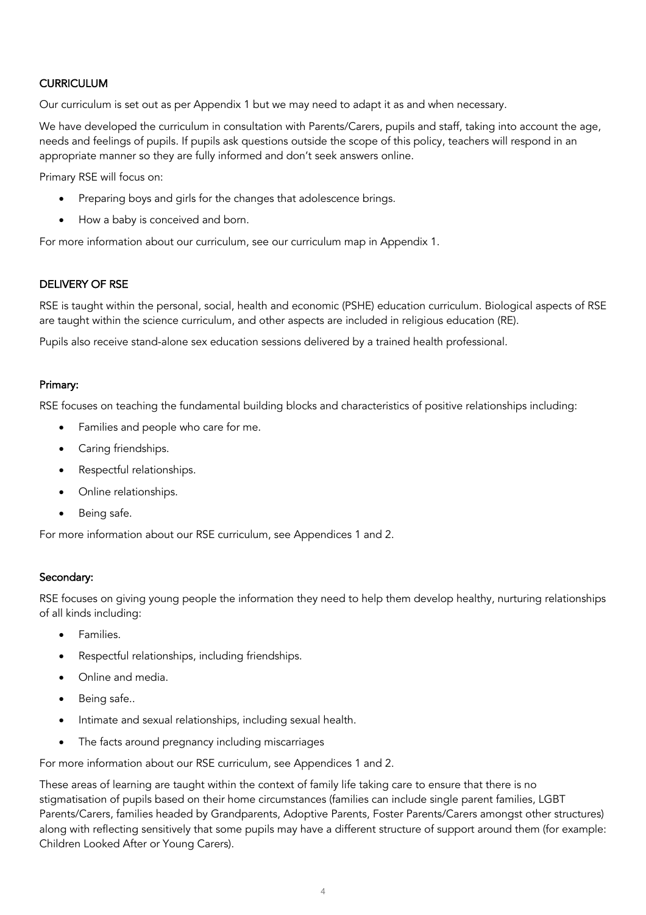## CURRICULUM

Our curriculum is set out as per Appendix 1 but we may need to adapt it as and when necessary.

We have developed the curriculum in consultation with Parents/Carers, pupils and staff, taking into account the age, needs and feelings of pupils. If pupils ask questions outside the scope of this policy, teachers will respond in an appropriate manner so they are fully informed and don't seek answers online.

Primary RSE will focus on:

- Preparing boys and girls for the changes that adolescence brings.
- How a baby is conceived and born.

For more information about our curriculum, see our curriculum map in Appendix 1.

## DELIVERY OF RSE

RSE is taught within the personal, social, health and economic (PSHE) education curriculum. Biological aspects of RSE are taught within the science curriculum, and other aspects are included in religious education (RE).

Pupils also receive stand-alone sex education sessions delivered by a trained health professional.

### Primary:

RSE focuses on teaching the fundamental building blocks and characteristics of positive relationships including:

- Families and people who care for me.
- Caring friendships.
- Respectful relationships.
- Online relationships.
- Being safe.

For more information about our RSE curriculum, see Appendices 1 and 2.

### Secondary:

RSE focuses on giving young people the information they need to help them develop healthy, nurturing relationships of all kinds including:

- Families.
- Respectful relationships, including friendships.
- Online and media.
- Being safe..
- Intimate and sexual relationships, including sexual health.
- The facts around pregnancy including miscarriages

For more information about our RSE curriculum, see Appendices 1 and 2.

These areas of learning are taught within the context of family life taking care to ensure that there is no stigmatisation of pupils based on their home circumstances (families can include single parent families, LGBT Parents/Carers, families headed by Grandparents, Adoptive Parents, Foster Parents/Carers amongst other structures) along with reflecting sensitively that some pupils may have a different structure of support around them (for example: Children Looked After or Young Carers).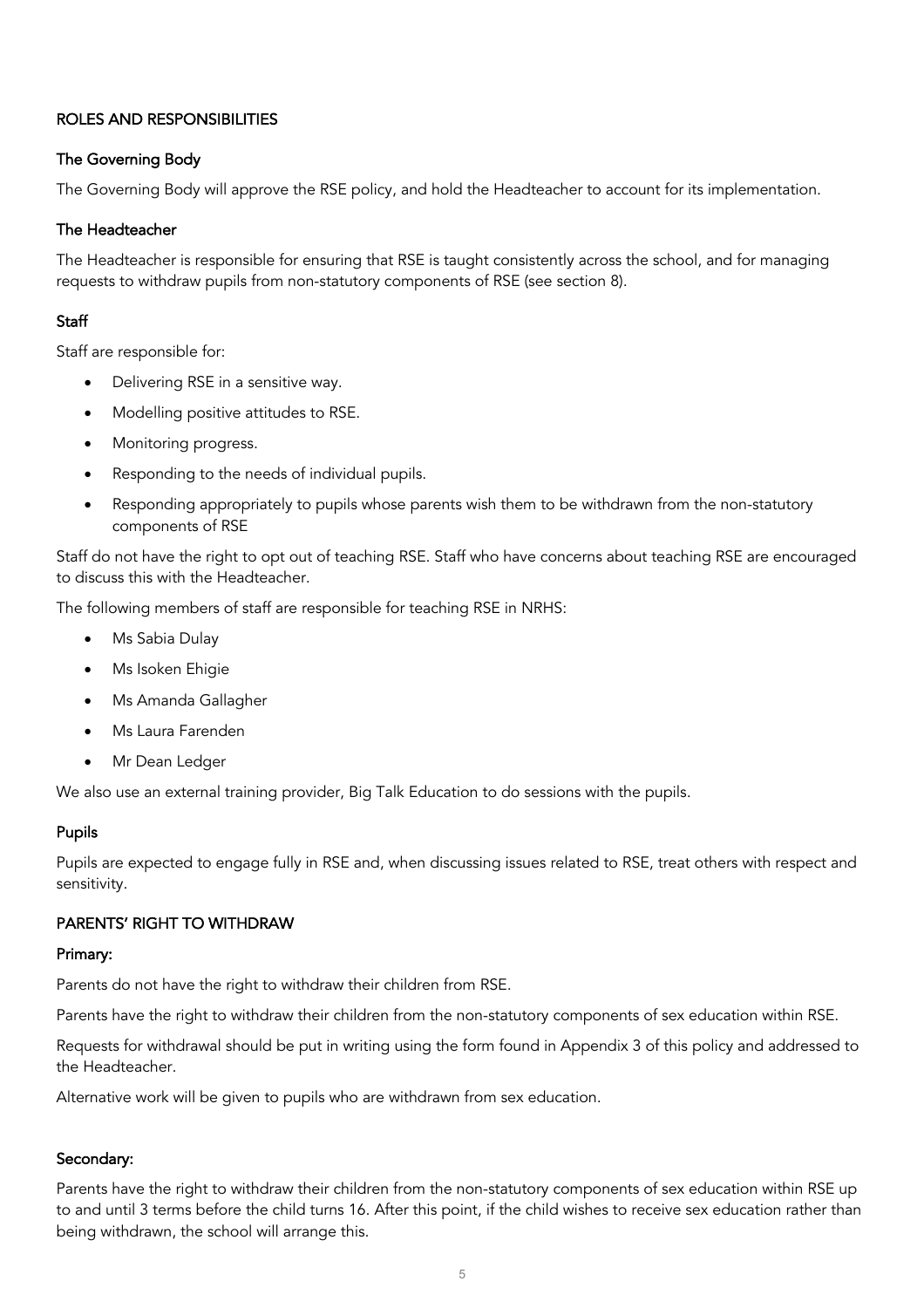## ROLES AND RESPONSIBILITIES

### The Governing Body

The Governing Body will approve the RSE policy, and hold the Headteacher to account for its implementation.

### The Headteacher

The Headteacher is responsible for ensuring that RSE is taught consistently across the school, and for managing requests to withdraw pupils from non-statutory components of RSE (see section 8).

### Staff

Staff are responsible for:

- Delivering RSE in a sensitive way.
- Modelling positive attitudes to RSE.
- Monitoring progress.
- Responding to the needs of individual pupils.
- Responding appropriately to pupils whose parents wish them to be withdrawn from the non-statutory components of RSE

Staff do not have the right to opt out of teaching RSE. Staff who have concerns about teaching RSE are encouraged to discuss this with the Headteacher.

The following members of staff are responsible for teaching RSE in NRHS:

- Ms Sabia Dulay
- Ms Isoken Ehigie
- Ms Amanda Gallagher
- Ms Laura Farenden
- Mr Dean Ledger

We also use an external training provider, Big Talk Education to do sessions with the pupils.

### Pupils

Pupils are expected to engage fully in RSE and, when discussing issues related to RSE, treat others with respect and sensitivity.

## PARENTS' RIGHT TO WITHDRAW

### Primary:

Parents do not have the right to withdraw their children from RSE.

Parents have the right to withdraw their children from the non-statutory components of sex education within RSE.

Requests for withdrawal should be put in writing using the form found in Appendix 3 of this policy and addressed to the Headteacher.

Alternative work will be given to pupils who are withdrawn from sex education.

### Secondary:

Parents have the right to withdraw their children from the non-statutory components of sex education within RSE up to and until 3 terms before the child turns 16. After this point, if the child wishes to receive sex education rather than being withdrawn, the school will arrange this.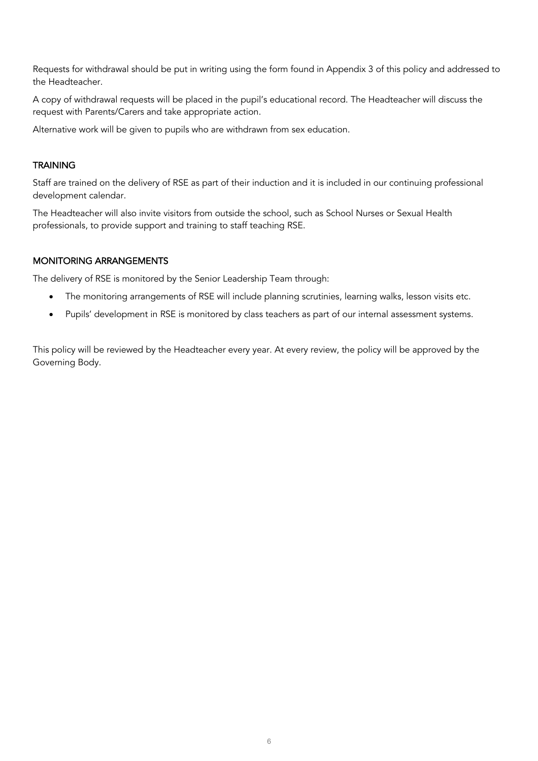Requests for withdrawal should be put in writing using the form found in Appendix 3 of this policy and addressed to the Headteacher.

A copy of withdrawal requests will be placed in the pupil's educational record. The Headteacher will discuss the request with Parents/Carers and take appropriate action.

Alternative work will be given to pupils who are withdrawn from sex education.

## TRAINING

Staff are trained on the delivery of RSE as part of their induction and it is included in our continuing professional development calendar.

The Headteacher will also invite visitors from outside the school, such as School Nurses or Sexual Health professionals, to provide support and training to staff teaching RSE.

## MONITORING ARRANGEMENTS

The delivery of RSE is monitored by the Senior Leadership Team through:

- The monitoring arrangements of RSE will include planning scrutinies, learning walks, lesson visits etc.
- Pupils' development in RSE is monitored by class teachers as part of our internal assessment systems.

This policy will be reviewed by the Headteacher every year. At every review, the policy will be approved by the Governing Body.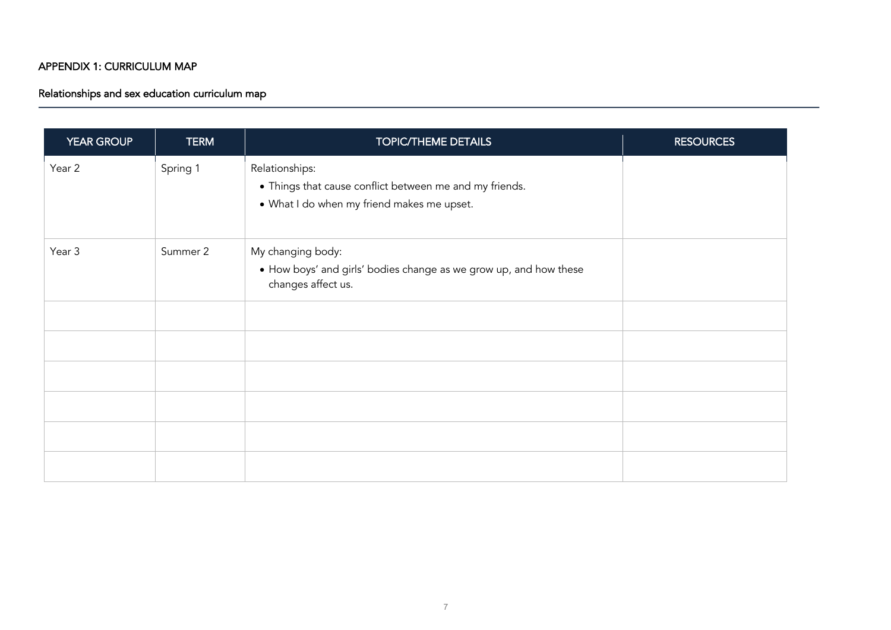## APPENDIX 1: CURRICULUM MAP

### Relationships and sex education curriculum map

| YEAR GROUP | TERM | TOPIC/THEME DETAILS | RESOURCES |
|---|---|---|---|
| Year 2 | Spring 1 | Relationships:<br>• Things that cause conflict between me and my friends.<br>• What I do when my friend makes me upset. | |
| Year 3 | Summer 2 | My changing body:<br>• How boys' and girls' bodies change as we grow up, and how these changes affect us. | |
| | | | |
| | | | |
| | | | |
| | | | |
| | | | |
| | | | |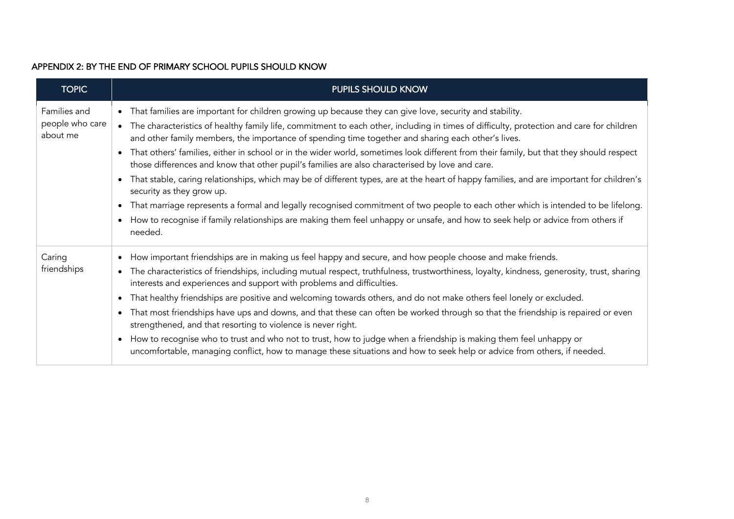## APPENDIX 2: BY THE END OF PRIMARY SCHOOL PUPILS SHOULD KNOW

| TOPIC | PUPILS SHOULD KNOW |
|---|---|
| Families and people who care about me | • That families are important for children growing up because they can give love, security and stability.<br>• The characteristics of healthy family life, commitment to each other, including in times of difficulty, protection and care for children and other family members, the importance of spending time together and sharing each other's lives.<br>• That others' families, either in school or in the wider world, sometimes look different from their family, but that they should respect those differences and know that other pupil's families are also characterised by love and care.<br>• That stable, caring relationships, which may be of different types, are at the heart of happy families, and are important for children's security as they grow up.<br>• That marriage represents a formal and legally recognised commitment of two people to each other which is intended to be lifelong.<br>• How to recognise if family relationships are making them feel unhappy or unsafe, and how to seek help or advice from others if needed. |
| Caring friendships | • How important friendships are in making us feel happy and secure, and how people choose and make friends.<br>• The characteristics of friendships, including mutual respect, truthfulness, trustworthiness, loyalty, kindness, generosity, trust, sharing interests and experiences and support with problems and difficulties.<br>• That healthy friendships are positive and welcoming towards others, and do not make others feel lonely or excluded.<br>• That most friendships have ups and downs, and that these can often be worked through so that the friendship is repaired or even strengthened, and that resorting to violence is never right.<br>• How to recognise who to trust and who not to trust, how to judge when a friendship is making them feel unhappy or uncomfortable, managing conflict, how to manage these situations and how to seek help or advice from others, if needed. |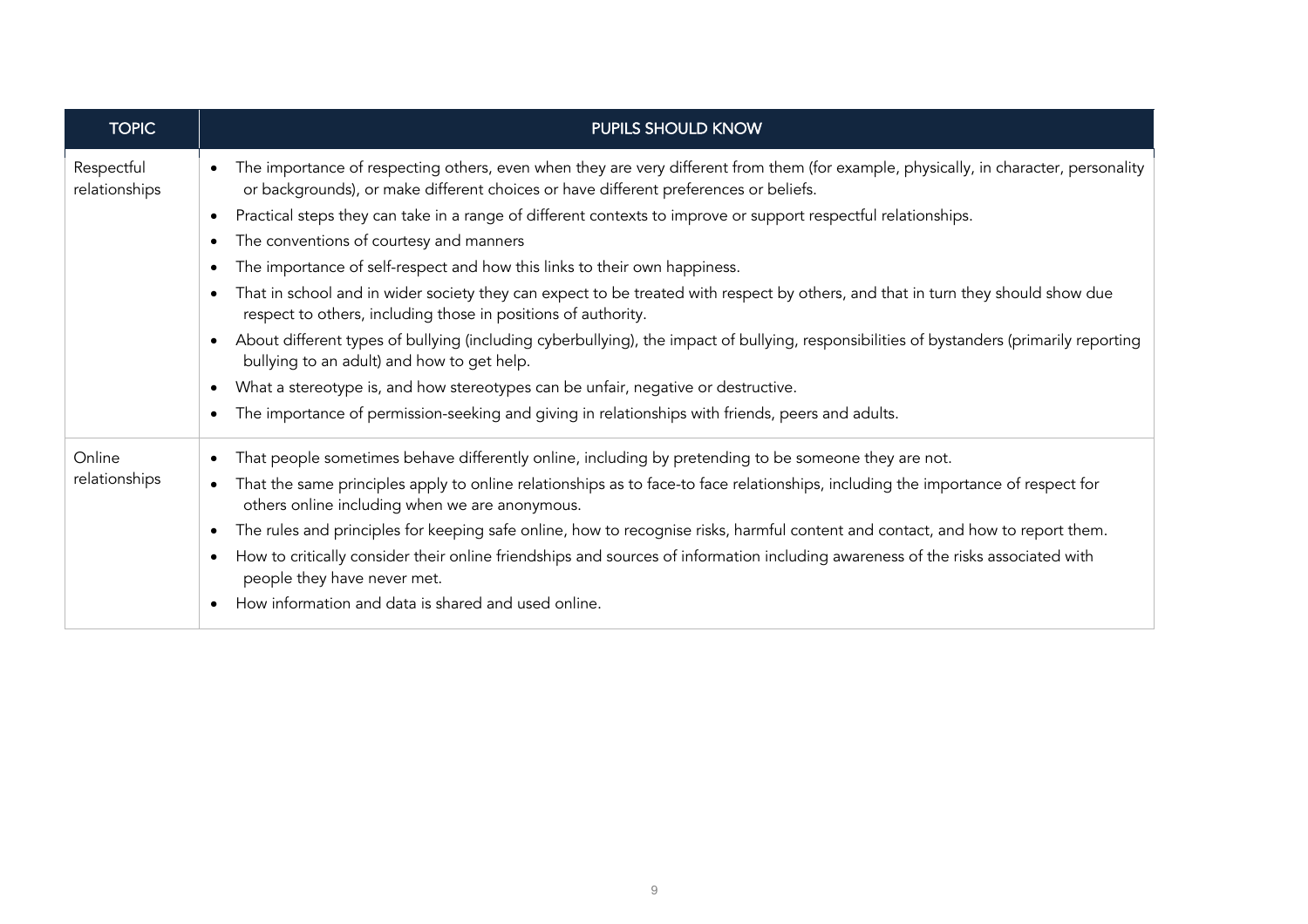| TOPIC | PUPILS SHOULD KNOW |
|---|---|
| Respectful relationships | • The importance of respecting others, even when they are very different from them (for example, physically, in character, personality or backgrounds), or make different choices or have different preferences or beliefs.<br>• Practical steps they can take in a range of different contexts to improve or support respectful relationships.<br>• The conventions of courtesy and manners<br>• The importance of self-respect and how this links to their own happiness.<br>• That in school and in wider society they can expect to be treated with respect by others, and that in turn they should show due respect to others, including those in positions of authority.<br>• About different types of bullying (including cyberbullying), the impact of bullying, responsibilities of bystanders (primarily reporting bullying to an adult) and how to get help.<br>• What a stereotype is, and how stereotypes can be unfair, negative or destructive.<br>• The importance of permission-seeking and giving in relationships with friends, peers and adults. |
| Online relationships | • That people sometimes behave differently online, including by pretending to be someone they are not.<br>• That the same principles apply to online relationships as to face-to face relationships, including the importance of respect for others online including when we are anonymous.<br>• The rules and principles for keeping safe online, how to recognise risks, harmful content and contact, and how to report them.<br>• How to critically consider their online friendships and sources of information including awareness of the risks associated with people they have never met.<br>• How information and data is shared and used online. |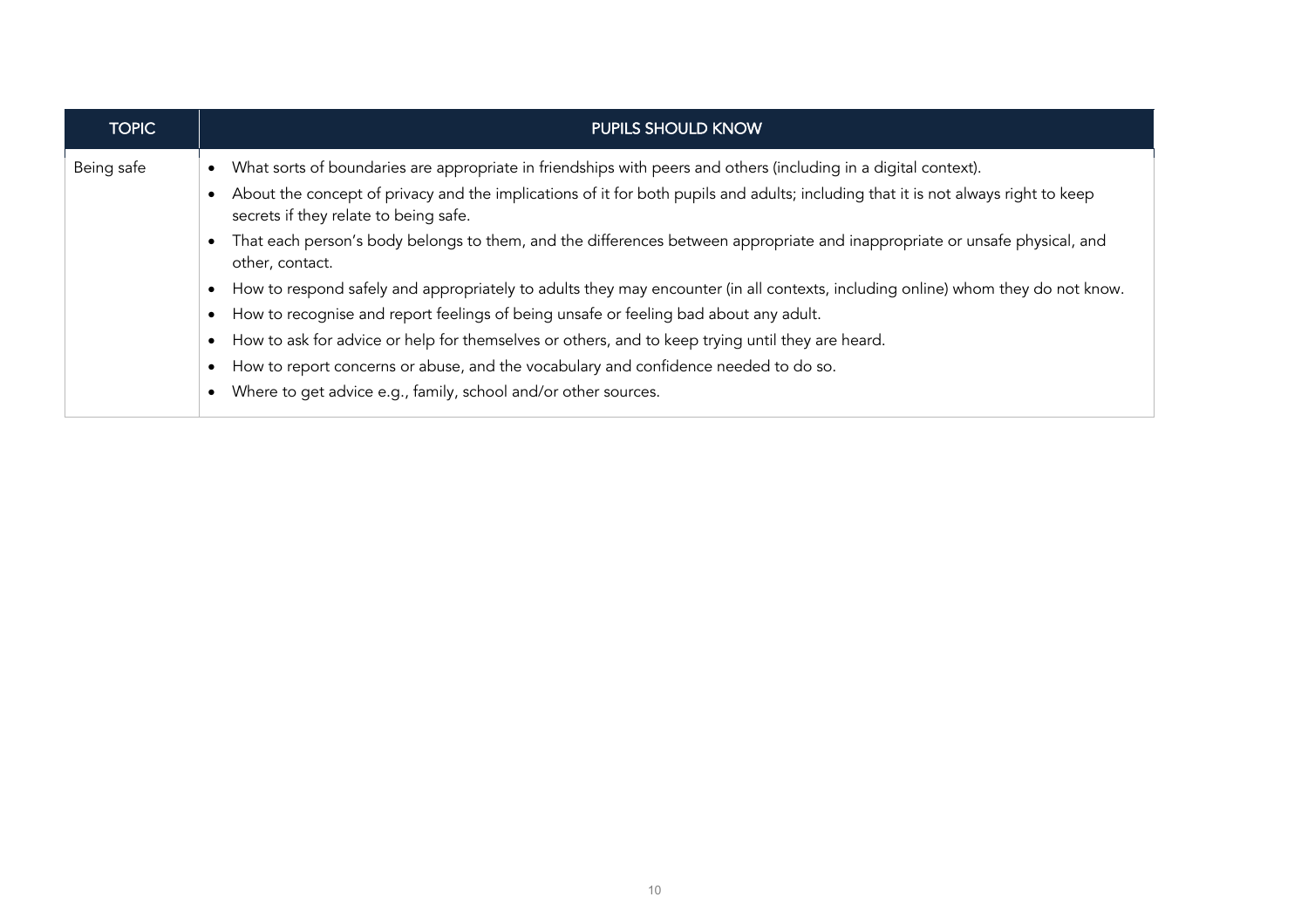| TOPIC | PUPILS SHOULD KNOW |
|---|---|
| Being safe | • What sorts of boundaries are appropriate in friendships with peers and others (including in a digital context).<br>• About the concept of privacy and the implications of it for both pupils and adults; including that it is not always right to keep secrets if they relate to being safe.<br>• That each person's body belongs to them, and the differences between appropriate and inappropriate or unsafe physical, and other, contact.<br>• How to respond safely and appropriately to adults they may encounter (in all contexts, including online) whom they do not know.<br>• How to recognise and report feelings of being unsafe or feeling bad about any adult.<br>• How to ask for advice or help for themselves or others, and to keep trying until they are heard.<br>• How to report concerns or abuse, and the vocabulary and confidence needed to do so.<br>• Where to get advice e.g., family, school and/or other sources. |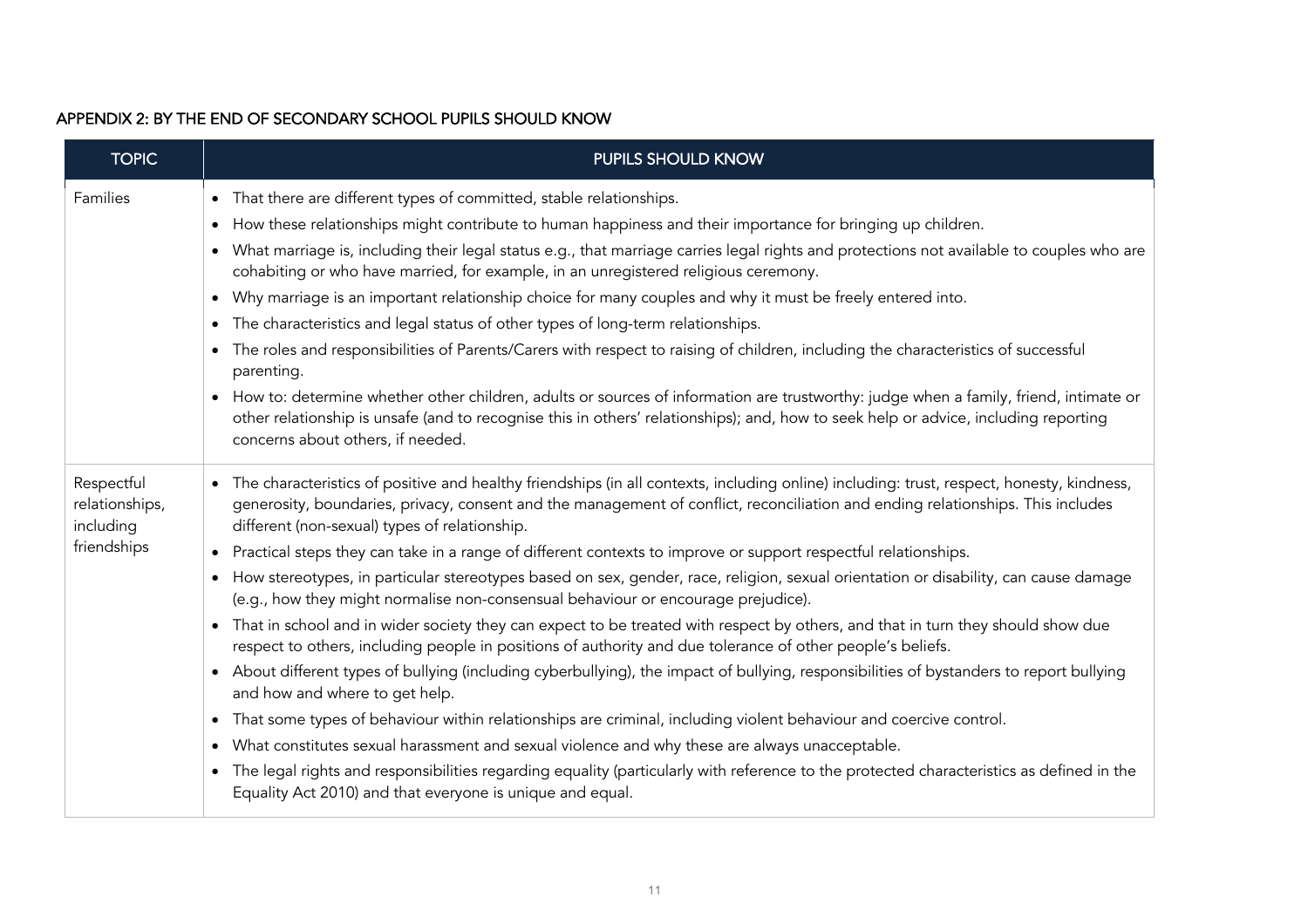## APPENDIX 2: BY THE END OF SECONDARY SCHOOL PUPILS SHOULD KNOW

| TOPIC | PUPILS SHOULD KNOW |
|---|---|
| Families | • That there are different types of committed, stable relationships.<br>• How these relationships might contribute to human happiness and their importance for bringing up children.<br>• What marriage is, including their legal status e.g., that marriage carries legal rights and protections not available to couples who are cohabiting or who have married, for example, in an unregistered religious ceremony.<br>• Why marriage is an important relationship choice for many couples and why it must be freely entered into.<br>• The characteristics and legal status of other types of long-term relationships.<br>• The roles and responsibilities of Parents/Carers with respect to raising of children, including the characteristics of successful parenting.<br>• How to: determine whether other children, adults or sources of information are trustworthy: judge when a family, friend, intimate or other relationship is unsafe (and to recognise this in others' relationships); and, how to seek help or advice, including reporting concerns about others, if needed. |
| Respectful relationships, including friendships | • The characteristics of positive and healthy friendships (in all contexts, including online) including: trust, respect, honesty, kindness, generosity, boundaries, privacy, consent and the management of conflict, reconciliation and ending relationships. This includes different (non-sexual) types of relationship.<br>• Practical steps they can take in a range of different contexts to improve or support respectful relationships.<br>• How stereotypes, in particular stereotypes based on sex, gender, race, religion, sexual orientation or disability, can cause damage (e.g., how they might normalise non-consensual behaviour or encourage prejudice).<br>• That in school and in wider society they can expect to be treated with respect by others, and that in turn they should show due respect to others, including people in positions of authority and due tolerance of other people's beliefs.<br>• About different types of bullying (including cyberbullying), the impact of bullying, responsibilities of bystanders to report bullying and how and where to get help.<br>• That some types of behaviour within relationships are criminal, including violent behaviour and coercive control.<br>• What constitutes sexual harassment and sexual violence and why these are always unacceptable.<br>• The legal rights and responsibilities regarding equality (particularly with reference to the protected characteristics as defined in the Equality Act 2010) and that everyone is unique and equal. |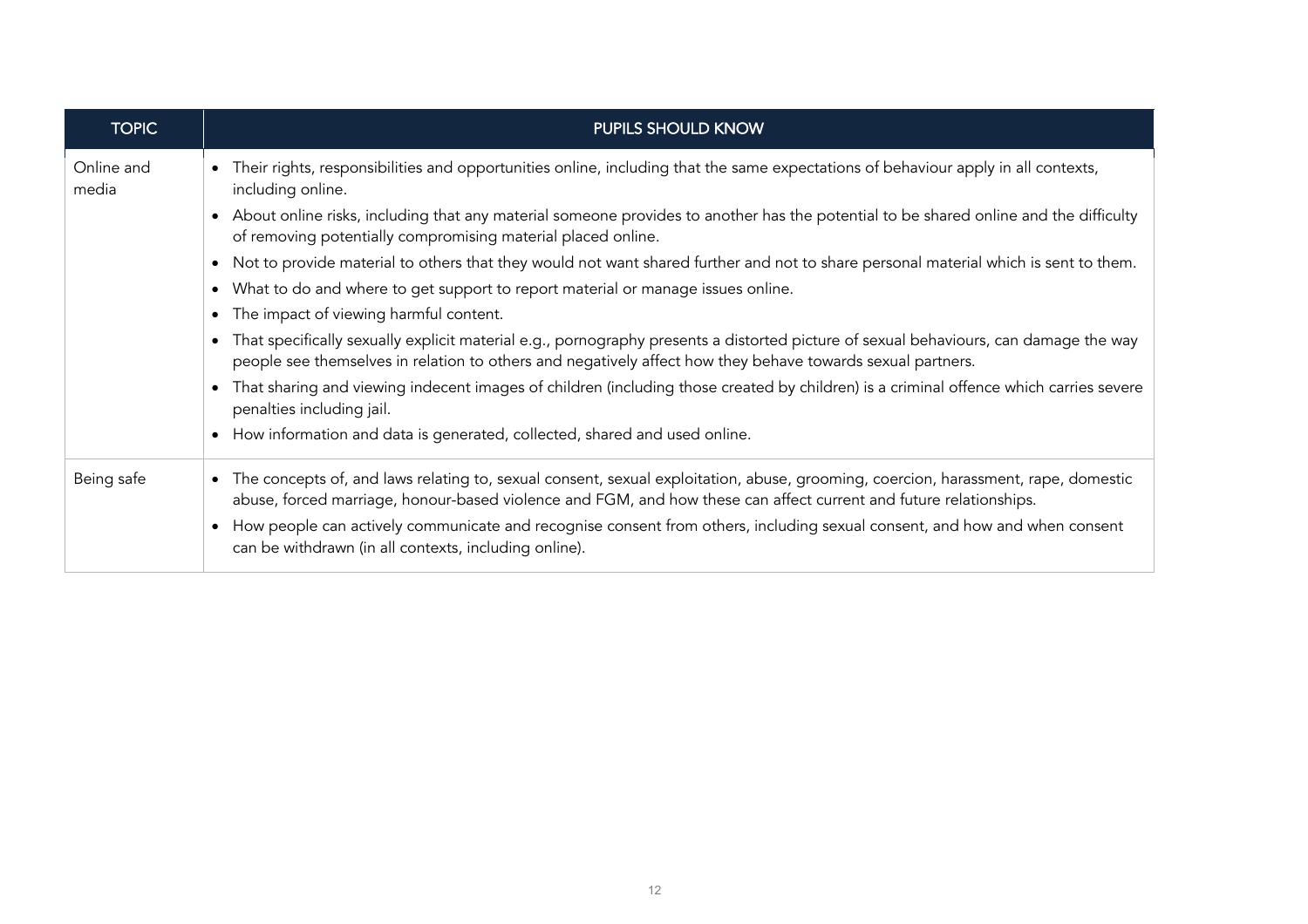| TOPIC | PUPILS SHOULD KNOW |
|---|---|
| Online and media | • Their rights, responsibilities and opportunities online, including that the same expectations of behaviour apply in all contexts, including online.<br>• About online risks, including that any material someone provides to another has the potential to be shared online and the difficulty of removing potentially compromising material placed online.<br>• Not to provide material to others that they would not want shared further and not to share personal material which is sent to them.<br>• What to do and where to get support to report material or manage issues online.<br>• The impact of viewing harmful content.<br>• That specifically sexually explicit material e.g., pornography presents a distorted picture of sexual behaviours, can damage the way people see themselves in relation to others and negatively affect how they behave towards sexual partners.<br>• That sharing and viewing indecent images of children (including those created by children) is a criminal offence which carries severe penalties including jail.<br>• How information and data is generated, collected, shared and used online. |
| Being safe | • The concepts of, and laws relating to, sexual consent, sexual exploitation, abuse, grooming, coercion, harassment, rape, domestic abuse, forced marriage, honour-based violence and FGM, and how these can affect current and future relationships.<br>• How people can actively communicate and recognise consent from others, including sexual consent, and how and when consent can be withdrawn (in all contexts, including online). |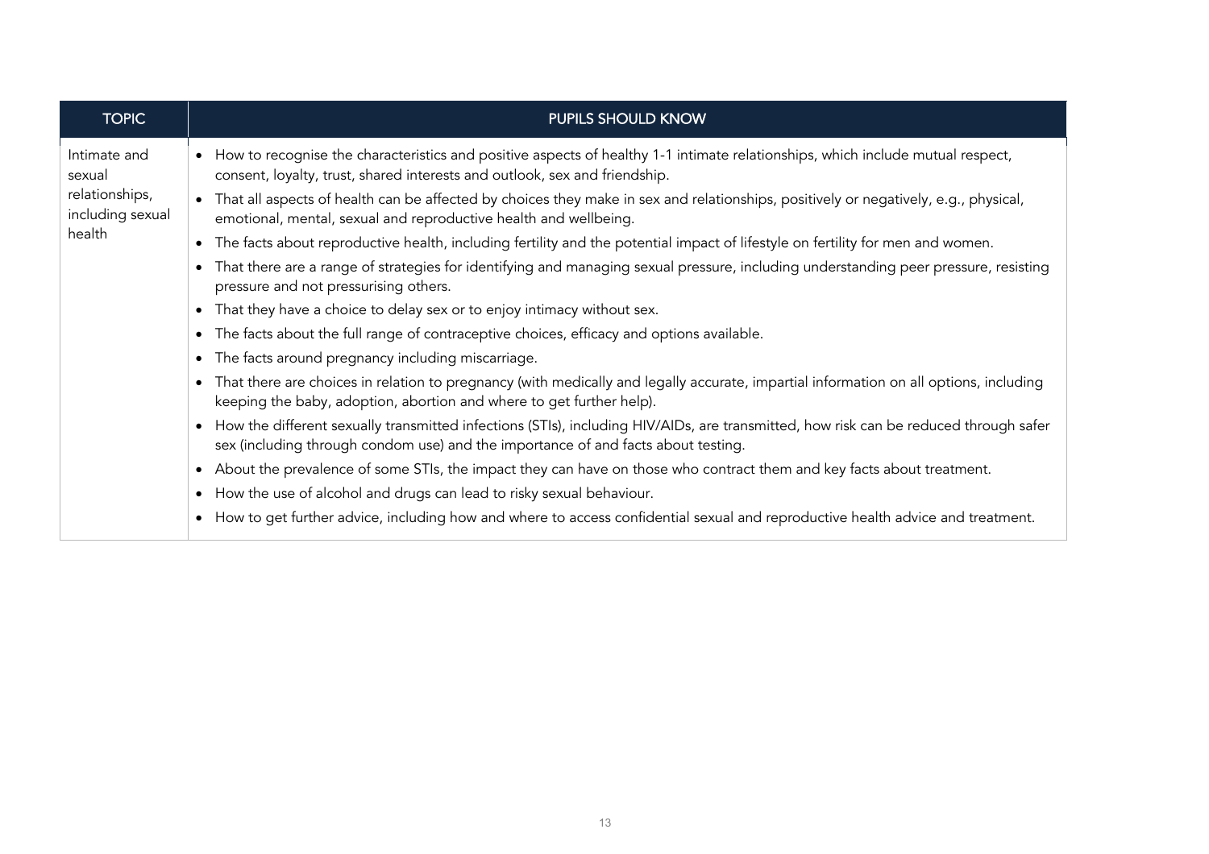| TOPIC | PUPILS SHOULD KNOW |
| --- | --- |
| Intimate and sexual relationships, including sexual health | • How to recognise the characteristics and positive aspects of healthy 1-1 intimate relationships, which include mutual respect, consent, loyalty, trust, shared interests and outlook, sex and friendship.<br>• That all aspects of health can be affected by choices they make in sex and relationships, positively or negatively, e.g., physical, emotional, mental, sexual and reproductive health and wellbeing.<br>• The facts about reproductive health, including fertility and the potential impact of lifestyle on fertility for men and women.<br>• That there are a range of strategies for identifying and managing sexual pressure, including understanding peer pressure, resisting pressure and not pressurising others.<br>• That they have a choice to delay sex or to enjoy intimacy without sex.<br>• The facts about the full range of contraceptive choices, efficacy and options available.<br>• The facts around pregnancy including miscarriage.<br>• That there are choices in relation to pregnancy (with medically and legally accurate, impartial information on all options, including keeping the baby, adoption, abortion and where to get further help).<br>• How the different sexually transmitted infections (STIs), including HIV/AIDs, are transmitted, how risk can be reduced through safer sex (including through condom use) and the importance of and facts about testing.<br>• About the prevalence of some STIs, the impact they can have on those who contract them and key facts about treatment.<br>• How the use of alcohol and drugs can lead to risky sexual behaviour.<br>• How to get further advice, including how and where to access confidential sexual and reproductive health advice and treatment. |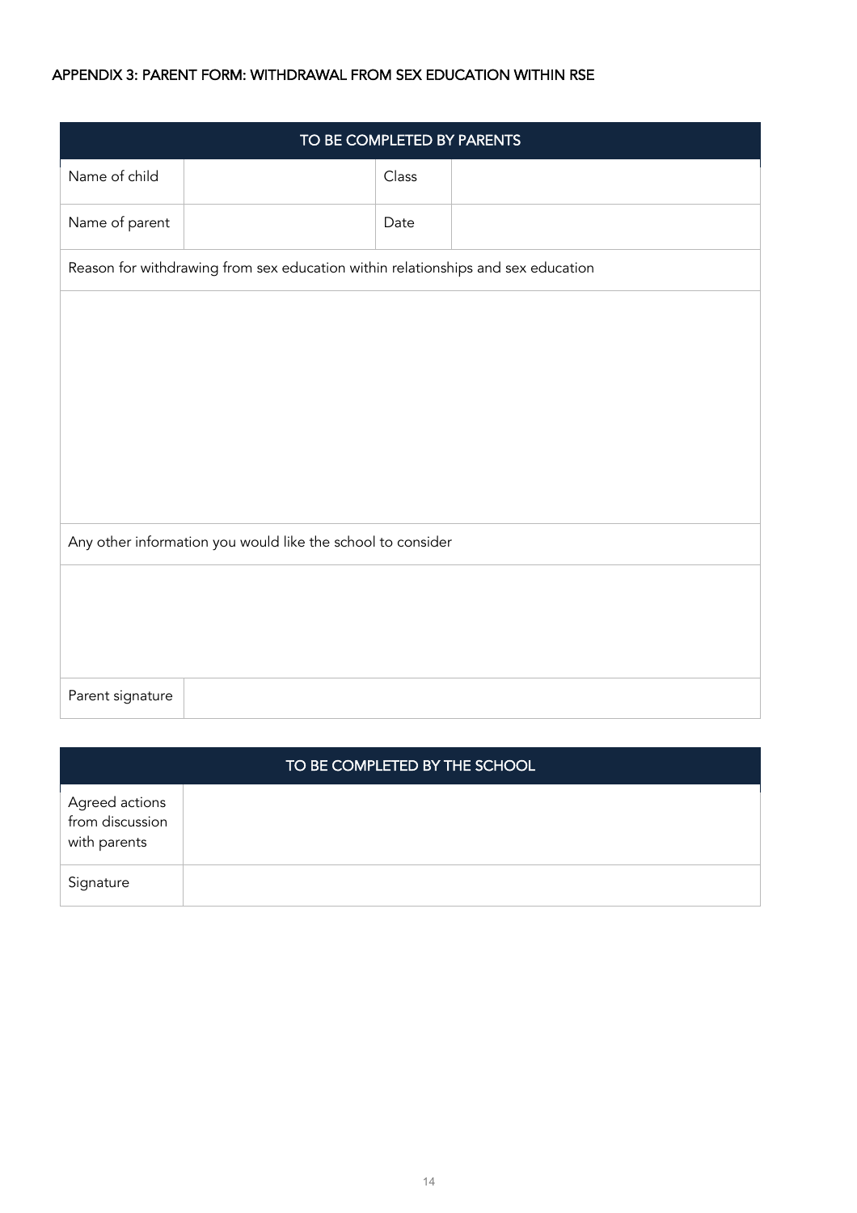### APPENDIX 3: PARENT FORM: WITHDRAWAL FROM SEX EDUCATION WITHIN RSE

| TO BE COMPLETED BY PARENTS | | | |
|---|---|---|---|
| Name of child | | Class | |
| Name of parent | | Date | |
| Reason for withdrawing from sex education within relationships and sex education | | | |
| | | | |
| Any other information you would like the school to consider | | | |
| | | | |
| Parent signature | | | |

| TO BE COMPLETED BY THE SCHOOL | |
|---|---|
| Agreed actions from discussion with parents | |
| Signature | |